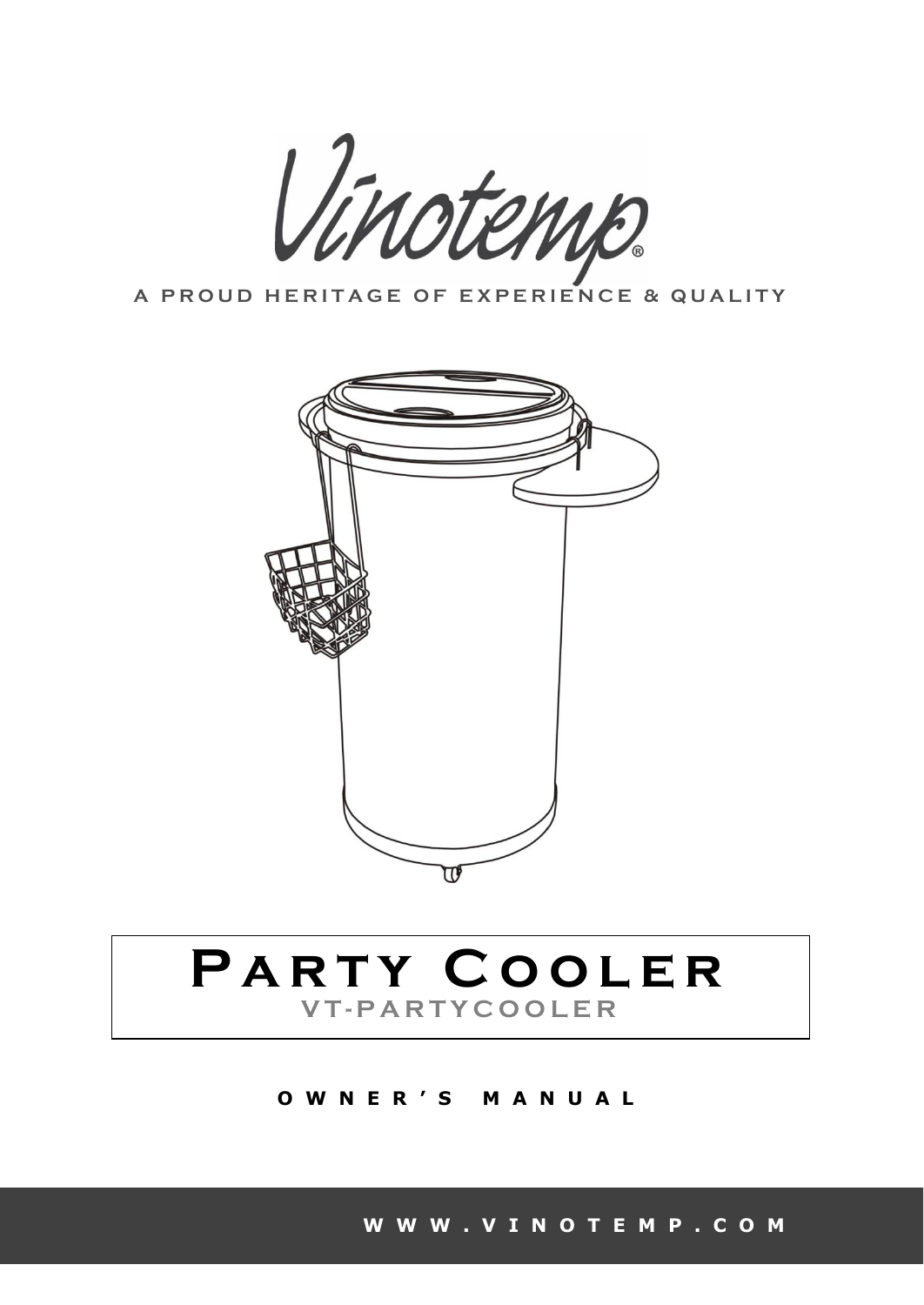Vinotemp®

A PROUD HERITAGE OF EXPERIENCE & QUALITY

# Party Cooler

## VT-PARTYCOOLER

**OWNER'S MANUAL**

**WWW.VINOTEMP.COM**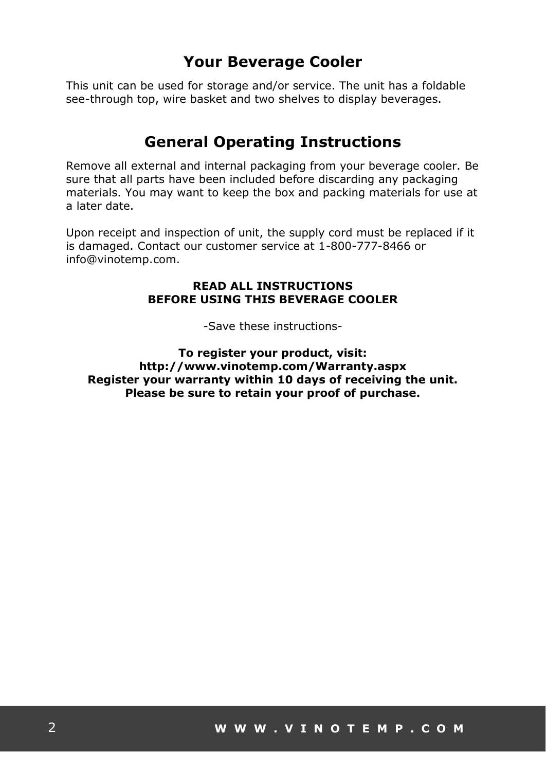## Your Beverage Cooler

This unit can be used for storage and/or service. The unit has a foldable see-through top, wire basket and two shelves to display beverages.

## General Operating Instructions

Remove all external and internal packaging from your beverage cooler. Be sure that all parts have been included before discarding any packaging materials. You may want to keep the box and packing materials for use at a later date.

Upon receipt and inspection of unit, the supply cord must be replaced if it is damaged. Contact our customer service at 1-800-777-8466 or info@vinotemp.com.

**READ ALL INSTRUCTIONS**
**BEFORE USING THIS BEVERAGE COOLER**

-Save these instructions-

**To register your product, visit:**
**http://www.vinotemp.com/Warranty.aspx**
**Register your warranty within 10 days of receiving the unit.**
**Please be sure to retain your proof of purchase.**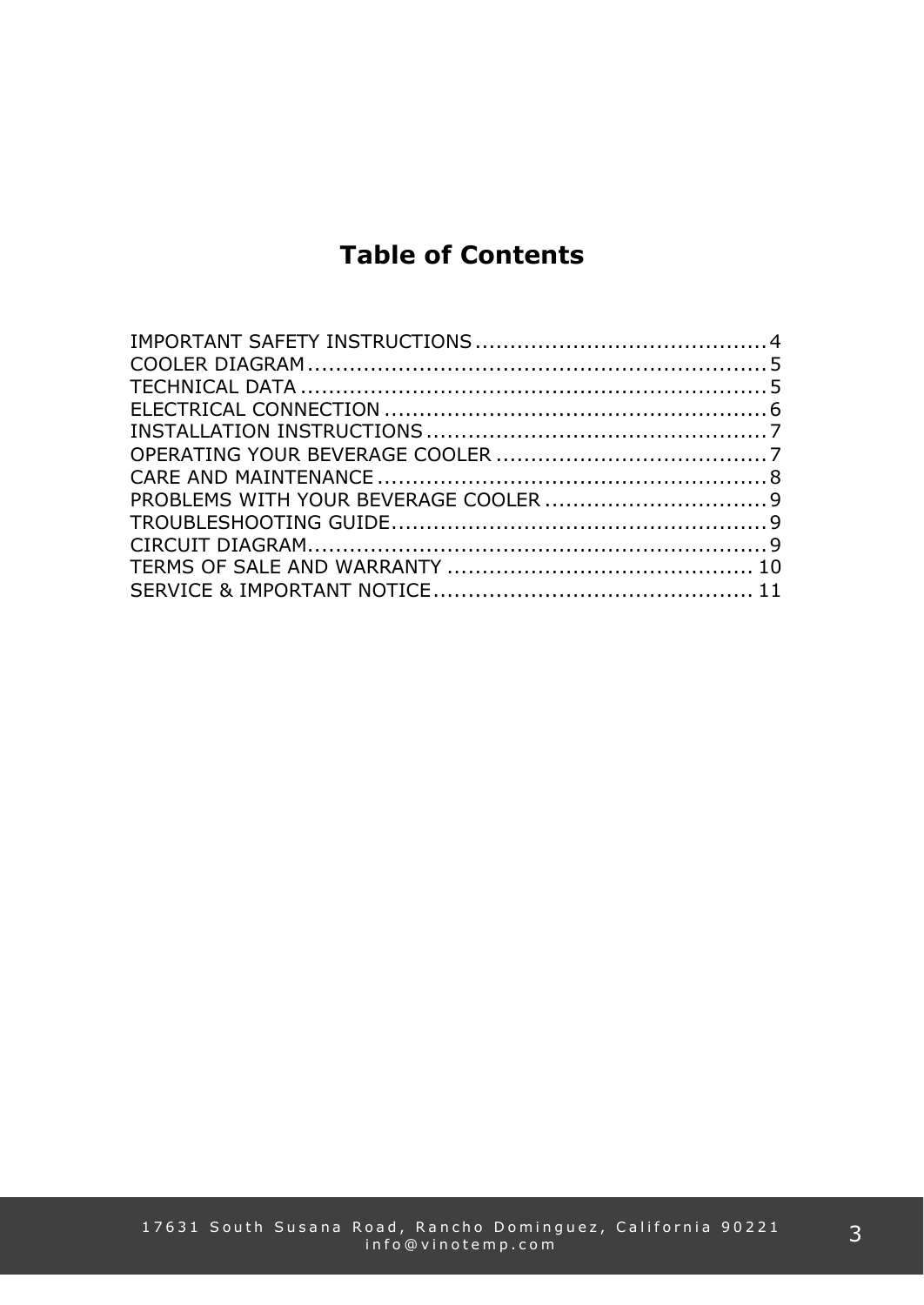# Table of Contents

IMPORTANT SAFETY INSTRUCTIONS .......................................... 4
COOLER DIAGRAM .................................................................. 5
TECHNICAL DATA ................................................................... 5
ELECTRICAL CONNECTION ....................................................... 6
INSTALLATION INSTRUCTIONS ................................................. 7
OPERATING YOUR BEVERAGE COOLER ....................................... 7
CARE AND MAINTENANCE ........................................................ 8
PROBLEMS WITH YOUR BEVERAGE COOLER ................................ 9
TROUBLESHOOTING GUIDE ...................................................... 9
CIRCUIT DIAGRAM ................................................................. 9
TERMS OF SALE AND WARRANTY ............................................ 10
SERVICE & IMPORTANT NOTICE .............................................. 11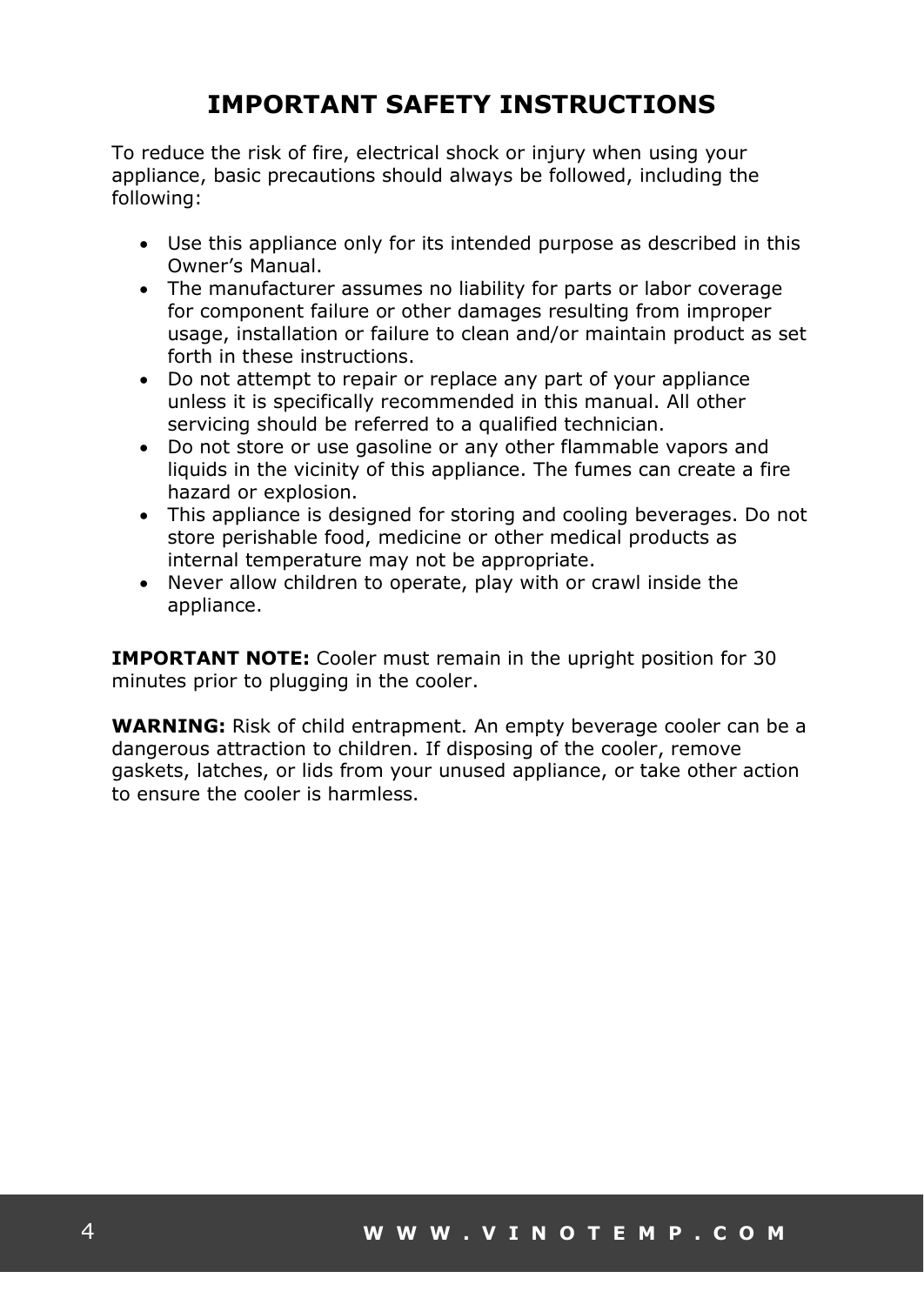# IMPORTANT SAFETY INSTRUCTIONS

To reduce the risk of fire, electrical shock or injury when using your appliance, basic precautions should always be followed, including the following:

- Use this appliance only for its intended purpose as described in this Owner's Manual.
- The manufacturer assumes no liability for parts or labor coverage for component failure or other damages resulting from improper usage, installation or failure to clean and/or maintain product as set forth in these instructions.
- Do not attempt to repair or replace any part of your appliance unless it is specifically recommended in this manual. All other servicing should be referred to a qualified technician.
- Do not store or use gasoline or any other flammable vapors and liquids in the vicinity of this appliance. The fumes can create a fire hazard or explosion.
- This appliance is designed for storing and cooling beverages. Do not store perishable food, medicine or other medical products as internal temperature may not be appropriate.
- Never allow children to operate, play with or crawl inside the appliance.

**IMPORTANT NOTE:** Cooler must remain in the upright position for 30 minutes prior to plugging in the cooler.

**WARNING:** Risk of child entrapment. An empty beverage cooler can be a dangerous attraction to children. If disposing of the cooler, remove gaskets, latches, or lids from your unused appliance, or take other action to ensure the cooler is harmless.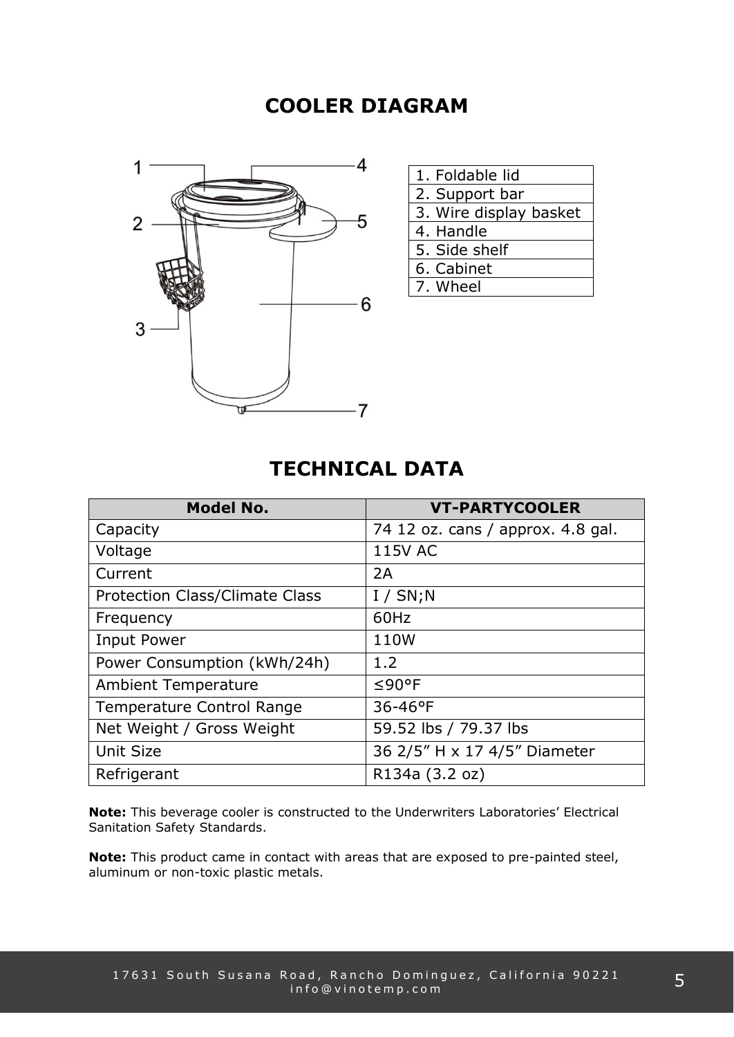## COOLER DIAGRAM

| |
|---|
| 1. Foldable lid |
| 2. Support bar |
| 3. Wire display basket |
| 4. Handle |
| 5. Side shelf |
| 6. Cabinet |
| 7. Wheel |

## TECHNICAL DATA

| Model No. | VT-PARTYCOOLER |
|---|---|
| Capacity | 74 12 oz. cans / approx. 4.8 gal. |
| Voltage | 115V AC |
| Current | 2A |
| Protection Class/Climate Class | I / SN;N |
| Frequency | 60Hz |
| Input Power | 110W |
| Power Consumption (kWh/24h) | 1.2 |
| Ambient Temperature | ≤90°F |
| Temperature Control Range | 36-46°F |
| Net Weight / Gross Weight | 59.52 lbs / 79.37 lbs |
| Unit Size | 36 2/5" H x 17 4/5" Diameter |
| Refrigerant | R134a (3.2 oz) |

**Note:** This beverage cooler is constructed to the Underwriters Laboratories' Electrical Sanitation Safety Standards.

**Note:** This product came in contact with areas that are exposed to pre-painted steel, aluminum or non-toxic plastic metals.

17631 South Susana Road, Rancho Dominguez, California 90221
info@vinotemp.com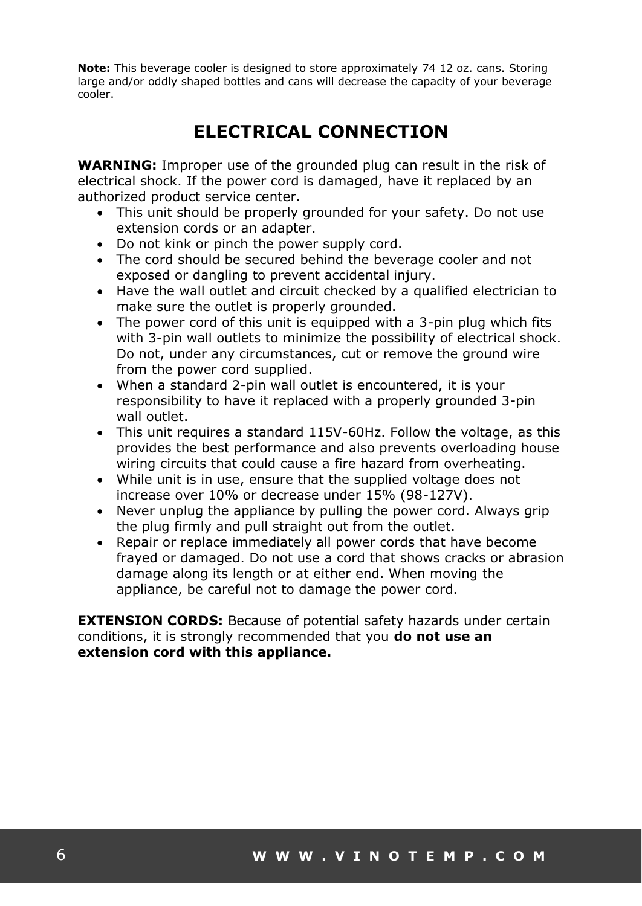**Note:** This beverage cooler is designed to store approximately 74 12 oz. cans. Storing large and/or oddly shaped bottles and cans will decrease the capacity of your beverage cooler.

## ELECTRICAL CONNECTION

**WARNING:** Improper use of the grounded plug can result in the risk of electrical shock. If the power cord is damaged, have it replaced by an authorized product service center.

- This unit should be properly grounded for your safety. Do not use extension cords or an adapter.
- Do not kink or pinch the power supply cord.
- The cord should be secured behind the beverage cooler and not exposed or dangling to prevent accidental injury.
- Have the wall outlet and circuit checked by a qualified electrician to make sure the outlet is properly grounded.
- The power cord of this unit is equipped with a 3-pin plug which fits with 3-pin wall outlets to minimize the possibility of electrical shock. Do not, under any circumstances, cut or remove the ground wire from the power cord supplied.
- When a standard 2-pin wall outlet is encountered, it is your responsibility to have it replaced with a properly grounded 3-pin wall outlet.
- This unit requires a standard 115V-60Hz. Follow the voltage, as this provides the best performance and also prevents overloading house wiring circuits that could cause a fire hazard from overheating.
- While unit is in use, ensure that the supplied voltage does not increase over 10% or decrease under 15% (98-127V).
- Never unplug the appliance by pulling the power cord. Always grip the plug firmly and pull straight out from the outlet.
- Repair or replace immediately all power cords that have become frayed or damaged. Do not use a cord that shows cracks or abrasion damage along its length or at either end. When moving the appliance, be careful not to damage the power cord.

**EXTENSION CORDS:** Because of potential safety hazards under certain conditions, it is strongly recommended that you **do not use an extension cord with this appliance.**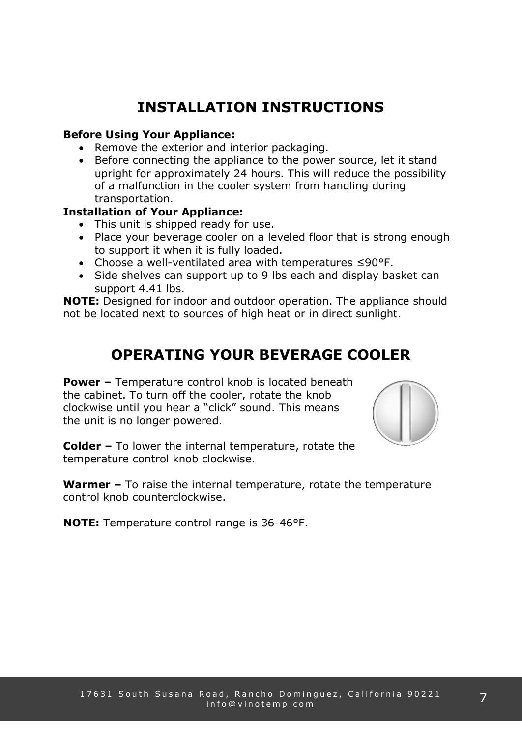# INSTALLATION INSTRUCTIONS

**Before Using Your Appliance:**

- Remove the exterior and interior packaging.
- Before connecting the appliance to the power source, let it stand upright for approximately 24 hours. This will reduce the possibility of a malfunction in the cooler system from handling during transportation.

**Installation of Your Appliance:**

- This unit is shipped ready for use.
- Place your beverage cooler on a leveled floor that is strong enough to support it when it is fully loaded.
- Choose a well-ventilated area with temperatures ≤90°F.
- Side shelves can support up to 9 lbs each and display basket can support 4.41 lbs.

**NOTE:** Designed for indoor and outdoor operation. The appliance should not be located next to sources of high heat or in direct sunlight.

# OPERATING YOUR BEVERAGE COOLER

**Power –** Temperature control knob is located beneath the cabinet. To turn off the cooler, rotate the knob clockwise until you hear a “click” sound. This means the unit is no longer powered.

**Colder –** To lower the internal temperature, rotate the temperature control knob clockwise.

**Warmer –** To raise the internal temperature, rotate the temperature control knob counterclockwise.

**NOTE:** Temperature control range is 36-46°F.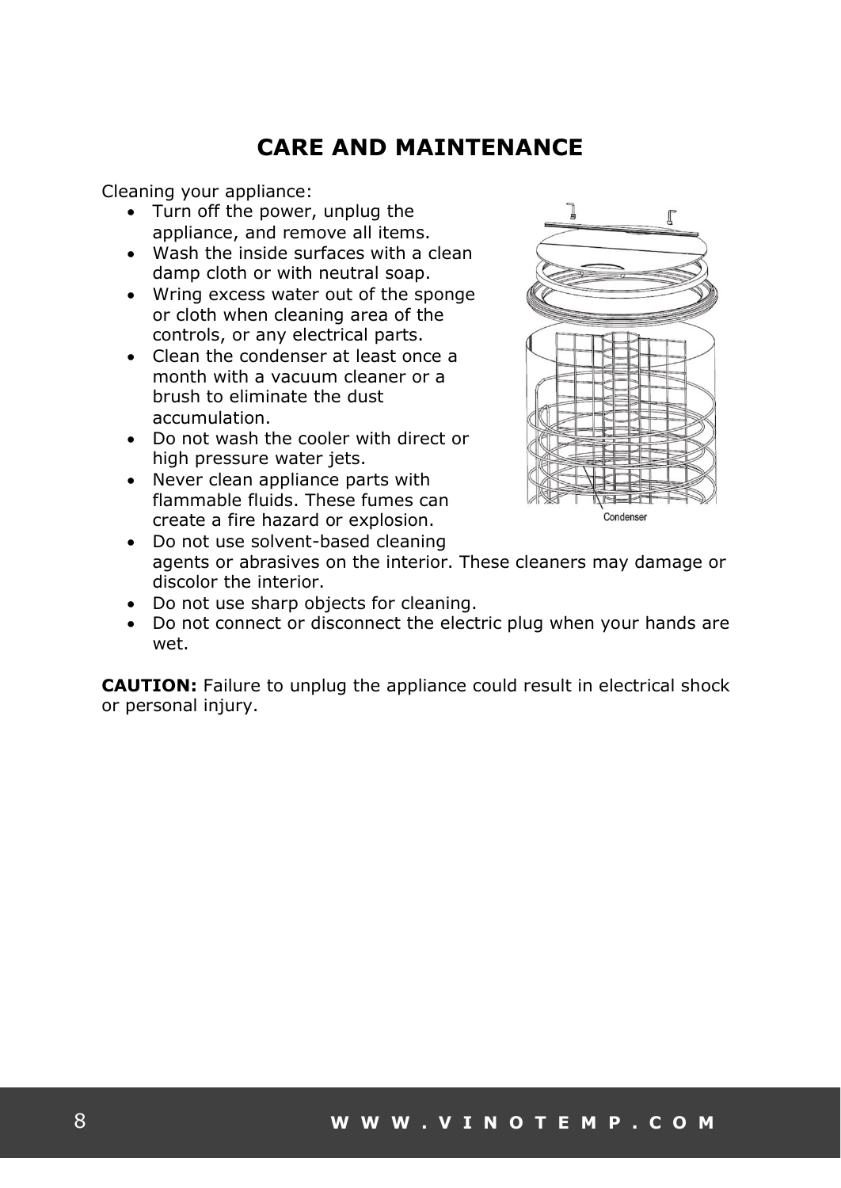# CARE AND MAINTENANCE

Cleaning your appliance:

- Turn off the power, unplug the appliance, and remove all items.
- Wash the inside surfaces with a clean damp cloth or with neutral soap.
- Wring excess water out of the sponge or cloth when cleaning area of the controls, or any electrical parts.
- Clean the condenser at least once a month with a vacuum cleaner or a brush to eliminate the dust accumulation.
- Do not wash the cooler with direct or high pressure water jets.
- Never clean appliance parts with flammable fluids. These fumes can create a fire hazard or explosion.
- Do not use solvent-based cleaning agents or abrasives on the interior. These cleaners may damage or discolor the interior.
- Do not use sharp objects for cleaning.
- Do not connect or disconnect the electric plug when your hands are wet.

Condenser

**CAUTION:** Failure to unplug the appliance could result in electrical shock or personal injury.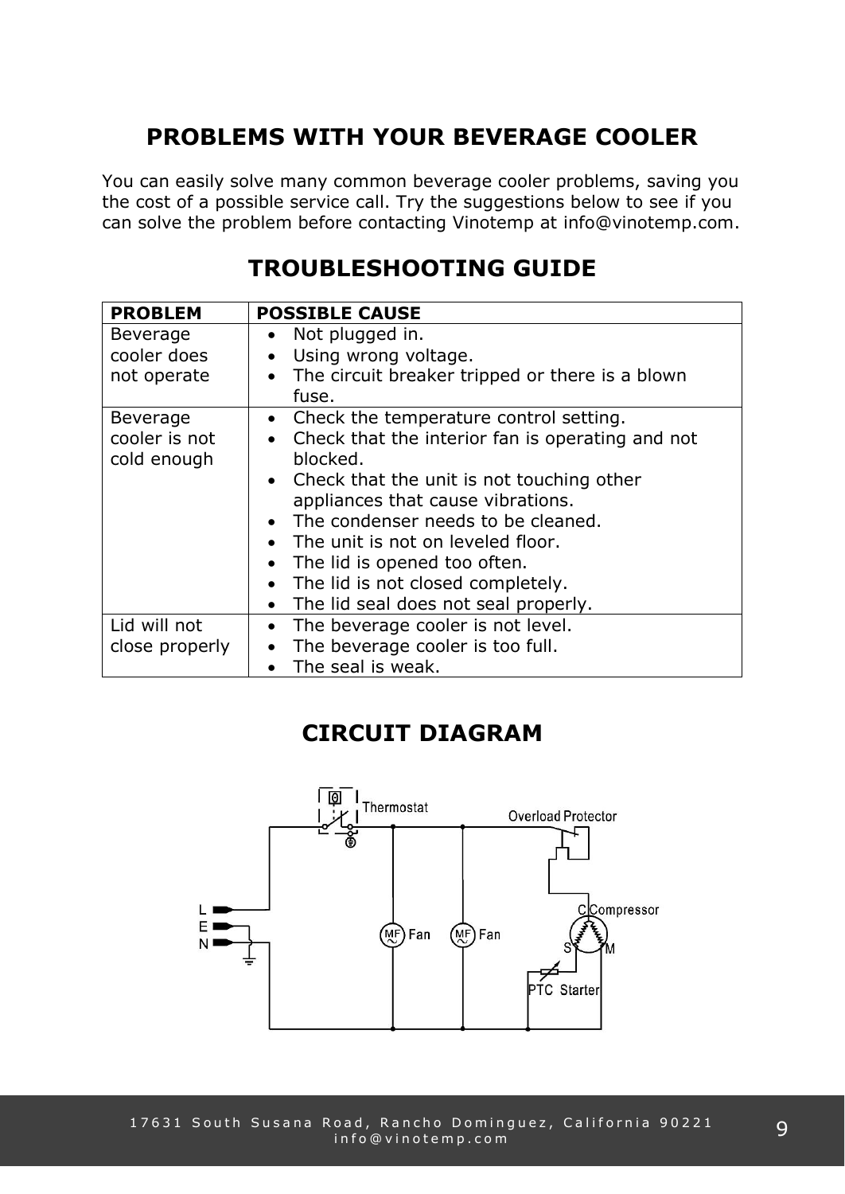## PROBLEMS WITH YOUR BEVERAGE COOLER

You can easily solve many common beverage cooler problems, saving you the cost of a possible service call. Try the suggestions below to see if you can solve the problem before contacting Vinotemp at info@vinotemp.com.

## TROUBLESHOOTING GUIDE

| PROBLEM | POSSIBLE CAUSE |
|---|---|
| Beverage cooler does not operate | • Not plugged in.<br>• Using wrong voltage.<br>• The circuit breaker tripped or there is a blown fuse. |
| Beverage cooler is not cold enough | • Check the temperature control setting.<br>• Check that the interior fan is operating and not blocked.<br>• Check that the unit is not touching other appliances that cause vibrations.<br>• The condenser needs to be cleaned.<br>• The unit is not on leveled floor.<br>• The lid is opened too often.<br>• The lid is not closed completely.<br>• The lid seal does not seal properly. |
| Lid will not close properly | • The beverage cooler is not level.<br>• The beverage cooler is too full.<br>• The seal is weak. |

## CIRCUIT DIAGRAM

Thermostat

Overload Protector

L
E
N

MF Fan

MF Fan

C Compressor
S M

PTC Starter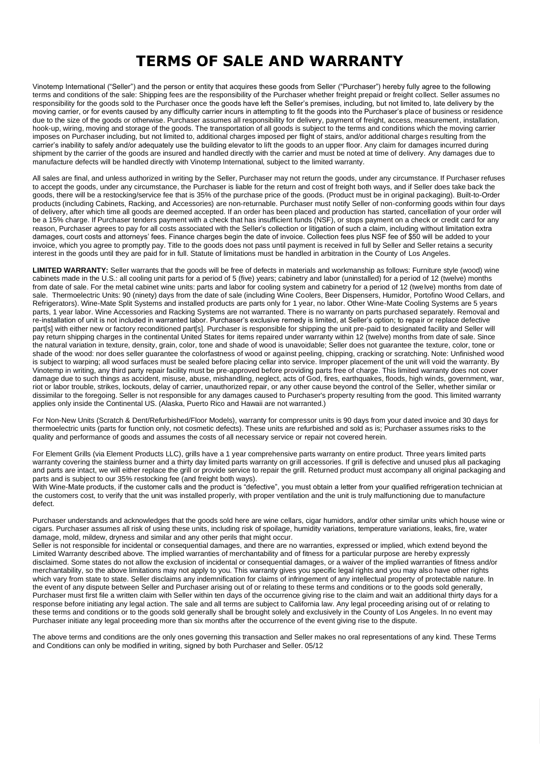# TERMS OF SALE AND WARRANTY

Vinotemp International ("Seller") and the person or entity that acquires these goods from Seller ("Purchaser") hereby fully agree to the following terms and conditions of the sale: Shipping fees are the responsibility of the Purchaser whether freight prepaid or freight collect. Seller assumes no responsibility for the goods sold to the Purchaser once the goods have left the Seller's premises, including, but not limited to, late delivery by the moving carrier, or for events caused by any difficulty carrier incurs in attempting to fit the goods into the Purchaser's place of business or residence due to the size of the goods or otherwise. Purchaser assumes all responsibility for delivery, payment of freight, access, measurement, installation, hook-up, wiring, moving and storage of the goods. The transportation of all goods is subject to the terms and conditions which the moving carrier imposes on Purchaser including, but not limited to, additional charges imposed per flight of stairs, and/or additional charges resulting from the carrier's inability to safely and/or adequately use the building elevator to lift the goods to an upper floor. Any claim for damages incurred during shipment by the carrier of the goods are insured and handled directly with the carrier and must be noted at time of delivery. Any damages due to manufacture defects will be handled directly with Vinotemp International, subject to the limited warranty.

All sales are final, and unless authorized in writing by the Seller, Purchaser may not return the goods, under any circumstance. If Purchaser refuses to accept the goods, under any circumstance, the Purchaser is liable for the return and cost of freight both ways, and if Seller does take back the goods, there will be a restocking/service fee that is 35% of the purchase price of the goods. (Product must be in original packaging). Built-to-Order products (including Cabinets, Racking, and Accessories) are non-returnable. Purchaser must notify Seller of non-conforming goods within four days of delivery, after which time all goods are deemed accepted. If an order has been placed and production has started, cancellation of your order will be a 15% charge. If Purchaser tenders payment with a check that has insufficient funds (NSF), or stops payment on a check or credit card for any reason, Purchaser agrees to pay for all costs associated with the Seller's collection or litigation of such a claim, including without limitation extra damages, court costs and attorneys' fees. Finance charges begin the date of invoice. Collection fees plus NSF fee of $50 will be added to your invoice, which you agree to promptly pay. Title to the goods does not pass until payment is received in full by Seller and Seller retains a security interest in the goods until they are paid for in full. Statute of limitations must be handled in arbitration in the County of Los Angeles.

**LIMITED WARRANTY:** Seller warrants that the goods will be free of defects in materials and workmanship as follows: Furniture style (wood) wine cabinets made in the U.S.: all cooling unit parts for a period of 5 (five) years; cabinetry and labor (uninstalled) for a period of 12 (twelve) months from date of sale. For the metal cabinet wine units: parts and labor for cooling system and cabinetry for a period of 12 (twelve) months from date of sale. Thermoelectric Units: 90 (ninety) days from the date of sale (including Wine Coolers, Beer Dispensers, Humidor, Portofino Wood Cellars, and Refrigerators). Wine-Mate Split Systems and installed products are parts only for 1 year, no labor. Other Wine-Mate Cooling Systems are 5 years parts, 1 year labor. Wine Accessories and Racking Systems are not warranted. There is no warranty on parts purchased separately. Removal and re-installation of unit is not included in warranted labor. Purchaser's exclusive remedy is limited, at Seller's option; to repair or replace defective part[s] with either new or factory reconditioned part[s]. Purchaser is responsible for shipping the unit pre-paid to designated facility and Seller will pay return shipping charges in the continental United States for items repaired under warranty within 12 (twelve) months from date of sale. Since the natural variation in texture, density, grain, color, tone and shade of wood is unavoidable; Seller does not guarantee the texture, color, tone or shade of the wood: nor does seller guarantee the colorfastness of wood or against peeling, chipping, cracking or scratching. Note: Unfinished wood is subject to warping; all wood surfaces must be sealed before placing cellar into service. Improper placement of the unit will void the warranty. By Vinotemp in writing, any third party repair facility must be pre-approved before providing parts free of charge. This limited warranty does not cover damage due to such things as accident, misuse, abuse, mishandling, neglect, acts of God, fires, earthquakes, floods, high winds, government, war, riot or labor trouble, strikes, lockouts, delay of carrier, unauthorized repair, or any other cause beyond the control of the Seller, whether similar or dissimilar to the foregoing. Seller is not responsible for any damages caused to Purchaser's property resulting from the good. This limited warranty applies only inside the Continental US. (Alaska, Puerto Rico and Hawaii are not warranted.)

For Non-New Units (Scratch & Dent/Refurbished/Floor Models), warranty for compressor units is 90 days from your dated invoice and 30 days for thermoelectric units (parts for function only, not cosmetic defects). These units are refurbished and sold as is; Purchaser assumes risks to the quality and performance of goods and assumes the costs of all necessary service or repair not covered herein.

For Element Grills (via Element Products LLC), grills have a 1 year comprehensive parts warranty on entire product. Three years limited parts warranty covering the stainless burner and a thirty day limited parts warranty on grill accessories. If grill is defective and unused plus all packaging and parts are intact, we will either replace the grill or provide service to repair the grill. Returned product must accompany all original packaging and parts and is subject to our 35% restocking fee (and freight both ways).
With Wine-Mate products, if the customer calls and the product is "defective", you must obtain a letter from your qualified refrigeration technician at the customers cost, to verify that the unit was installed properly, with proper ventilation and the unit is truly malfunctioning due to manufacture defect.

Purchaser understands and acknowledges that the goods sold here are wine cellars, cigar humidors, and/or other similar units which house wine or cigars. Purchaser assumes all risk of using these units, including risk of spoilage, humidity variations, temperature variations, leaks, fire, water damage, mold, mildew, dryness and similar and any other perils that might occur.
Seller is not responsible for incidental or consequential damages, and there are no warranties, expressed or implied, which extend beyond the Limited Warranty described above. The implied warranties of merchantability and of fitness for a particular purpose are hereby expressly disclaimed. Some states do not allow the exclusion of incidental or consequential damages, or a waiver of the implied warranties of fitness and/or merchantability, so the above limitations may not apply to you. This warranty gives you specific legal rights and you may also have other rights which vary from state to state. Seller disclaims any indemnification for claims of infringement of any intellectual property of protectable nature. In the event of any dispute between Seller and Purchaser arising out of or relating to these terms and conditions or to the goods sold generally, Purchaser must first file a written claim with Seller within ten days of the occurrence giving rise to the claim and wait an additional thirty days for a response before initiating any legal action. The sale and all terms are subject to California law. Any legal proceeding arising out of or relating to these terms and conditions or to the goods sold generally shall be brought solely and exclusively in the County of Los Angeles. In no event may Purchaser initiate any legal proceeding more than six months after the occurrence of the event giving rise to the dispute.

The above terms and conditions are the only ones governing this transaction and Seller makes no oral representations of any kind. These Terms and Conditions can only be modified in writing, signed by both Purchaser and Seller. 05/12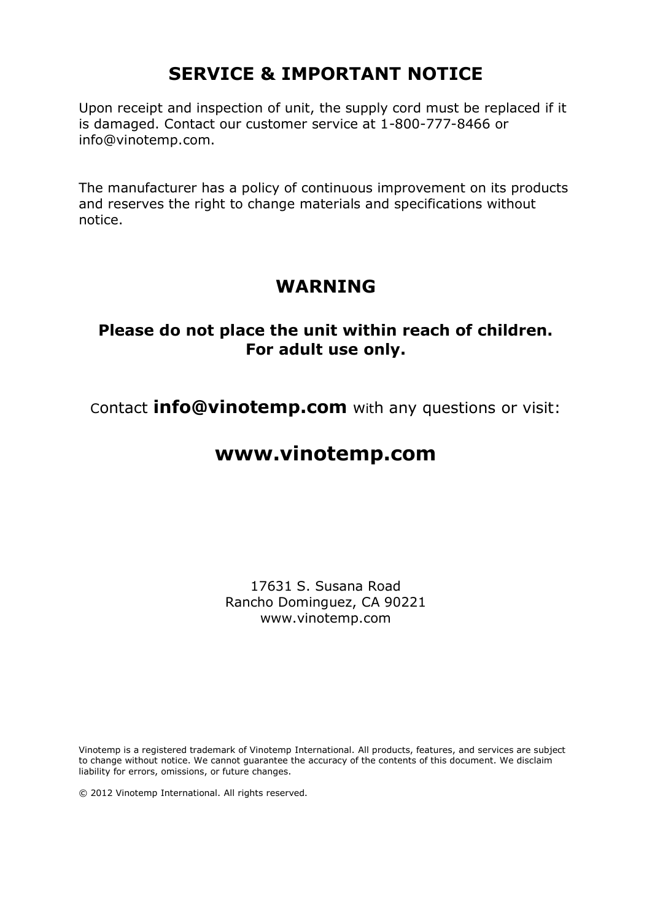## SERVICE & IMPORTANT NOTICE

Upon receipt and inspection of unit, the supply cord must be replaced if it is damaged. Contact our customer service at 1-800-777-8466 or info@vinotemp.com.

The manufacturer has a policy of continuous improvement on its products and reserves the right to change materials and specifications without notice.

## WARNING

**Please do not place the unit within reach of children.**
**For adult use only.**

Contact **info@vinotemp.com** with any questions or visit:

## www.vinotemp.com

17631 S. Susana Road
Rancho Dominguez, CA 90221
www.vinotemp.com

Vinotemp is a registered trademark of Vinotemp International. All products, features, and services are subject to change without notice. We cannot guarantee the accuracy of the contents of this document. We disclaim liability for errors, omissions, or future changes.

© 2012 Vinotemp International. All rights reserved.